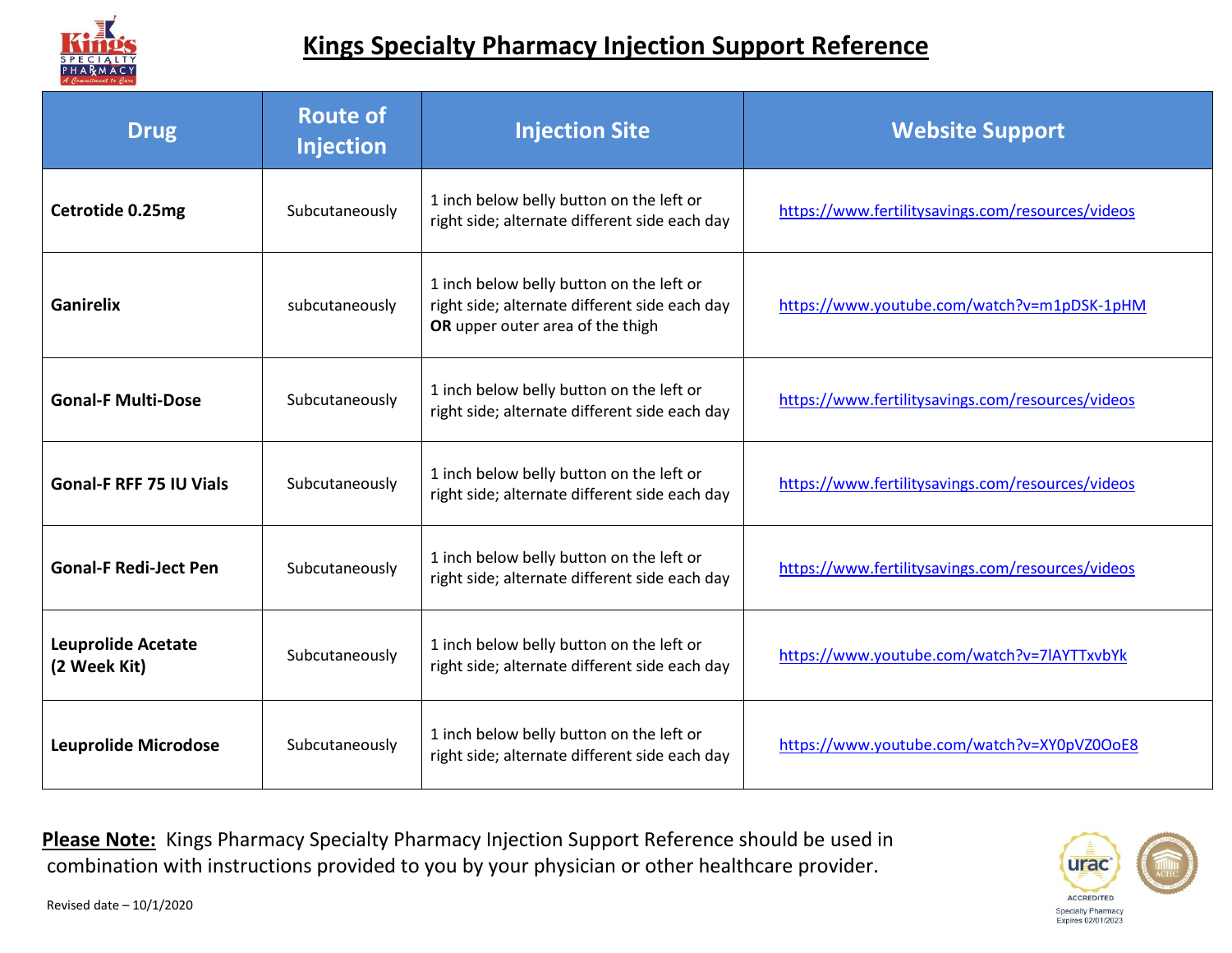# Kings Specialty Pharmacy Injection Support Reference

| Drug | Route of Injection | Injection Site | Website Support |
|---|---|---|---|
| **Cetrotide 0.25mg** | Subcutaneously | 1 inch below belly button on the left or right side; alternate different side each day | https://www.fertilitysavings.com/resources/videos |
| **Ganirelix** | subcutaneously | 1 inch below belly button on the left or right side; alternate different side each day **OR** upper outer area of the thigh | https://www.youtube.com/watch?v=m1pDSK-1pHM |
| **Gonal-F Multi-Dose** | Subcutaneously | 1 inch below belly button on the left or right side; alternate different side each day | https://www.fertilitysavings.com/resources/videos |
| **Gonal-F RFF 75 IU Vials** | Subcutaneously | 1 inch below belly button on the left or right side; alternate different side each day | https://www.fertilitysavings.com/resources/videos |
| **Gonal-F Redi-Ject Pen** | Subcutaneously | 1 inch below belly button on the left or right side; alternate different side each day | https://www.fertilitysavings.com/resources/videos |
| **Leuprolide Acetate (2 Week Kit)** | Subcutaneously | 1 inch below belly button on the left or right side; alternate different side each day | https://www.youtube.com/watch?v=7lAYTTxvbYk |
| **Leuprolide Microdose** | Subcutaneously | 1 inch below belly button on the left or right side; alternate different side each day | https://www.youtube.com/watch?v=XY0pVZ0OoE8 |

**Please Note:** Kings Pharmacy Specialty Pharmacy Injection Support Reference should be used in combination with instructions provided to you by your physician or other healthcare provider.

Revised date – 10/1/2020

ACCREDITED Specialty Pharmacy Expires 02/01/2023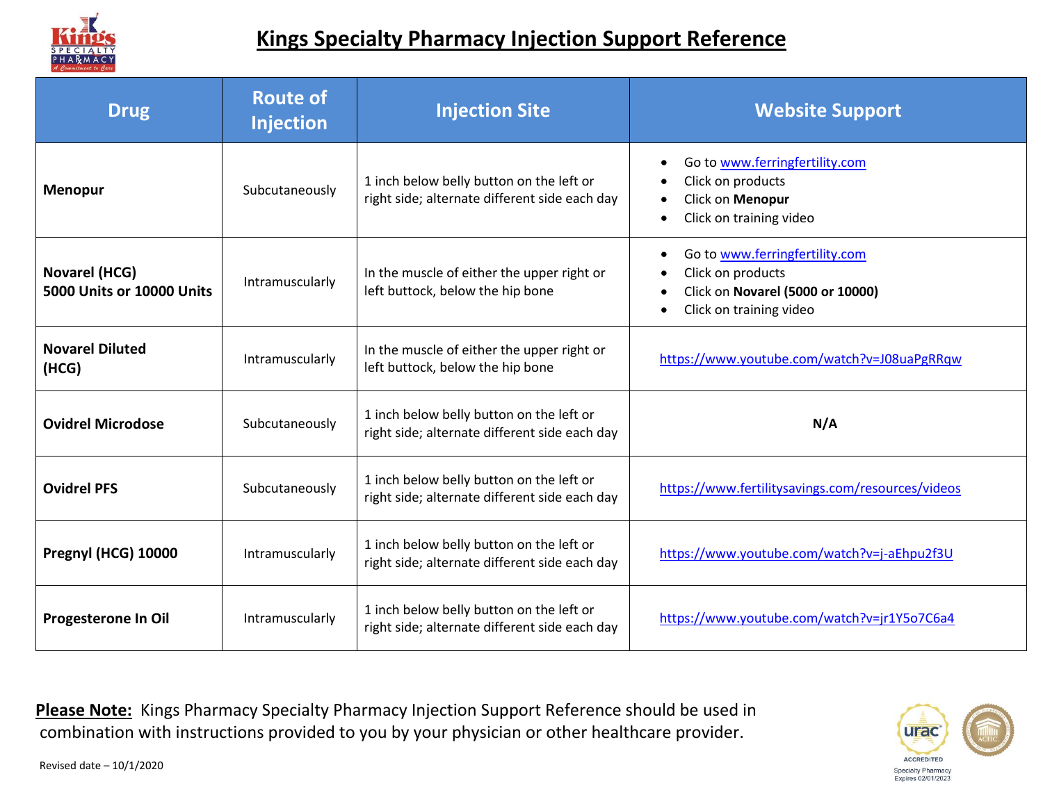# Kings Specialty Pharmacy Injection Support Reference

| Drug | Route of Injection | Injection Site | Website Support |
|---|---|---|---|
| **Menopur** | Subcutaneously | 1 inch below belly button on the left or right side; alternate different side each day | • Go to www.ferringfertility.com<br>• Click on products<br>• Click on **Menopur**<br>• Click on training video |
| **Novarel (HCG) 5000 Units or 10000 Units** | Intramuscularly | In the muscle of either the upper right or left buttock, below the hip bone | • Go to www.ferringfertility.com<br>• Click on products<br>• Click on **Novarel (5000 or 10000)**<br>• Click on training video |
| **Novarel Diluted (HCG)** | Intramuscularly | In the muscle of either the upper right or left buttock, below the hip bone | https://www.youtube.com/watch?v=J08uaPgRRqw |
| **Ovidrel Microdose** | Subcutaneously | 1 inch below belly button on the left or right side; alternate different side each day | **N/A** |
| **Ovidrel PFS** | Subcutaneously | 1 inch below belly button on the left or right side; alternate different side each day | https://www.fertilitysavings.com/resources/videos |
| **Pregnyl (HCG) 10000** | Intramuscularly | 1 inch below belly button on the left or right side; alternate different side each day | https://www.youtube.com/watch?v=j-aEhpu2f3U |
| **Progesterone In Oil** | Intramuscularly | 1 inch below belly button on the left or right side; alternate different side each day | https://www.youtube.com/watch?v=jr1Y5o7C6a4 |

**Please Note:** Kings Pharmacy Specialty Pharmacy Injection Support Reference should be used in combination with instructions provided to you by your physician or other healthcare provider.

Revised date – 10/1/2020

URAC ACCREDITED
Specialty Pharmacy
Expires 02/01/2023